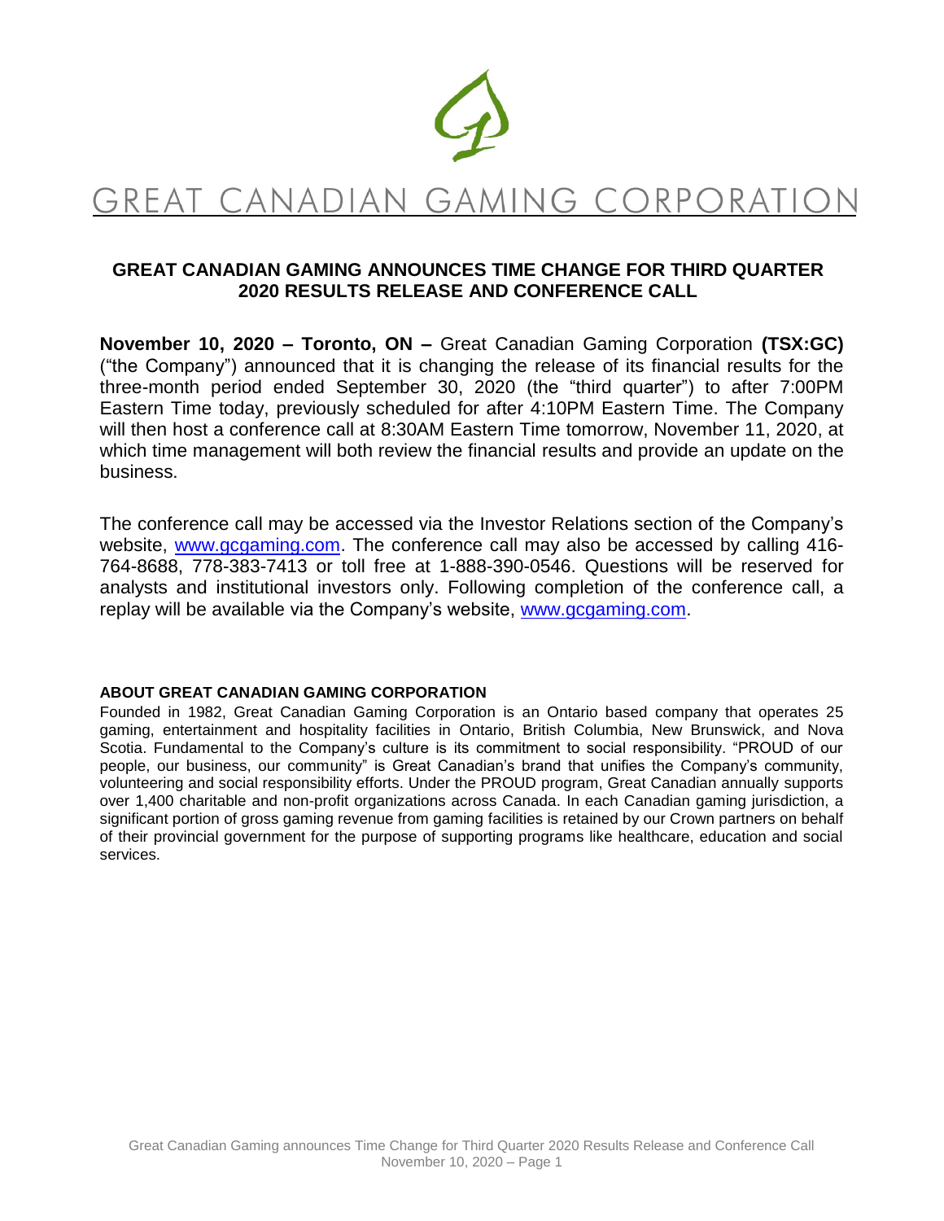GREAT CANADIAN GAMING CORPORATION

# GREAT CANADIAN GAMING ANNOUNCES TIME CHANGE FOR THIRD QUARTER 2020 RESULTS RELEASE AND CONFERENCE CALL

**November 10, 2020 – Toronto, ON –** Great Canadian Gaming Corporation **(TSX:GC)** ("the Company") announced that it is changing the release of its financial results for the three-month period ended September 30, 2020 (the "third quarter") to after 7:00PM Eastern Time today, previously scheduled for after 4:10PM Eastern Time. The Company will then host a conference call at 8:30AM Eastern Time tomorrow, November 11, 2020, at which time management will both review the financial results and provide an update on the business.

The conference call may be accessed via the Investor Relations section of the Company's website, www.gcgaming.com. The conference call may also be accessed by calling 416-764-8688, 778-383-7413 or toll free at 1-888-390-0546. Questions will be reserved for analysts and institutional investors only. Following completion of the conference call, a replay will be available via the Company's website, www.gcgaming.com.

### ABOUT GREAT CANADIAN GAMING CORPORATION

Founded in 1982, Great Canadian Gaming Corporation is an Ontario based company that operates 25 gaming, entertainment and hospitality facilities in Ontario, British Columbia, New Brunswick, and Nova Scotia. Fundamental to the Company's culture is its commitment to social responsibility. "PROUD of our people, our business, our community" is Great Canadian's brand that unifies the Company's community, volunteering and social responsibility efforts. Under the PROUD program, Great Canadian annually supports over 1,400 charitable and non-profit organizations across Canada. In each Canadian gaming jurisdiction, a significant portion of gross gaming revenue from gaming facilities is retained by our Crown partners on behalf of their provincial government for the purpose of supporting programs like healthcare, education and social services.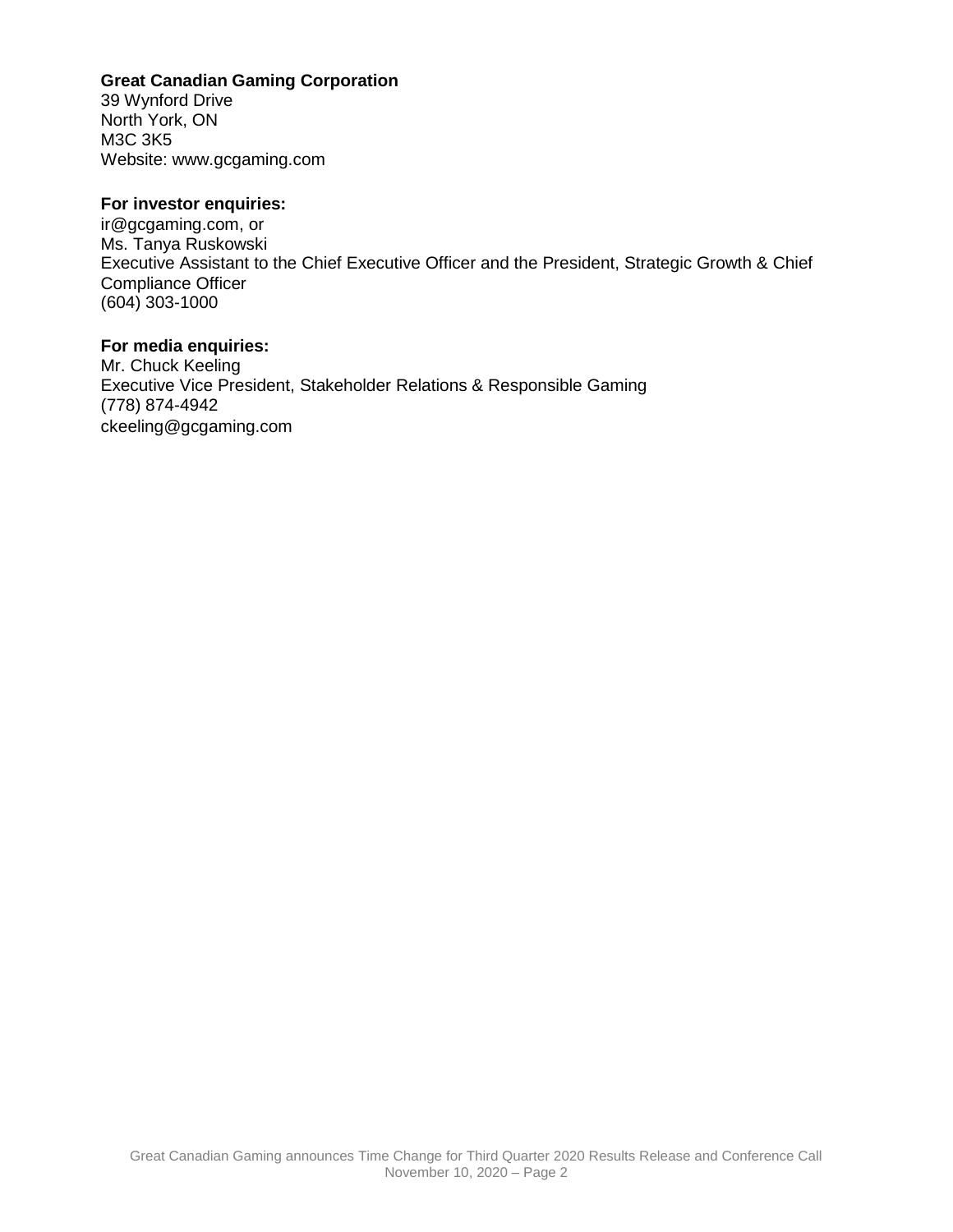**Great Canadian Gaming Corporation**
39 Wynford Drive
North York, ON
M3C 3K5
Website: www.gcgaming.com

**For investor enquiries:**
ir@gcgaming.com, or
Ms. Tanya Ruskowski
Executive Assistant to the Chief Executive Officer and the President, Strategic Growth & Chief Compliance Officer
(604) 303-1000

**For media enquiries:**
Mr. Chuck Keeling
Executive Vice President, Stakeholder Relations & Responsible Gaming
(778) 874-4942
ckeeling@gcgaming.com